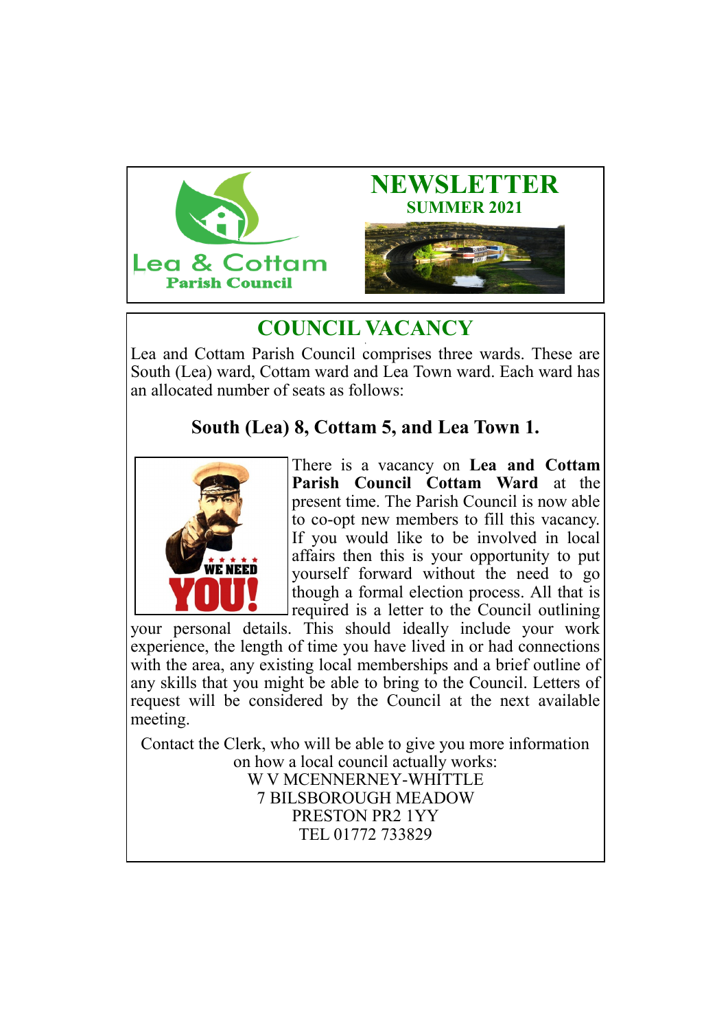Lea & Cottam
Parish Council

# NEWSLETTER

## SUMMER 2021

## COUNCIL VACANCY

Lea and Cottam Parish Council comprises three wards. These are South (Lea) ward, Cottam ward and Lea Town ward. Each ward has an allocated number of seats as follows:

**South (Lea) 8, Cottam 5, and Lea Town 1.**

WE NEED YOU!

There is a vacancy on **Lea and Cottam Parish Council Cottam Ward** at the present time. The Parish Council is now able to co-opt new members to fill this vacancy. If you would like to be involved in local affairs then this is your opportunity to put yourself forward without the need to go though a formal election process. All that is required is a letter to the Council outlining your personal details. This should ideally include your work experience, the length of time you have lived in or had connections with the area, any existing local memberships and a brief outline of any skills that you might be able to bring to the Council. Letters of request will be considered by the Council at the next available meeting.

Contact the Clerk, who will be able to give you more information on how a local council actually works:
W V MCENNERNEY-WHITTLE
7 BILSBOROUGH MEADOW
PRESTON PR2 1YY
TEL 01772 733829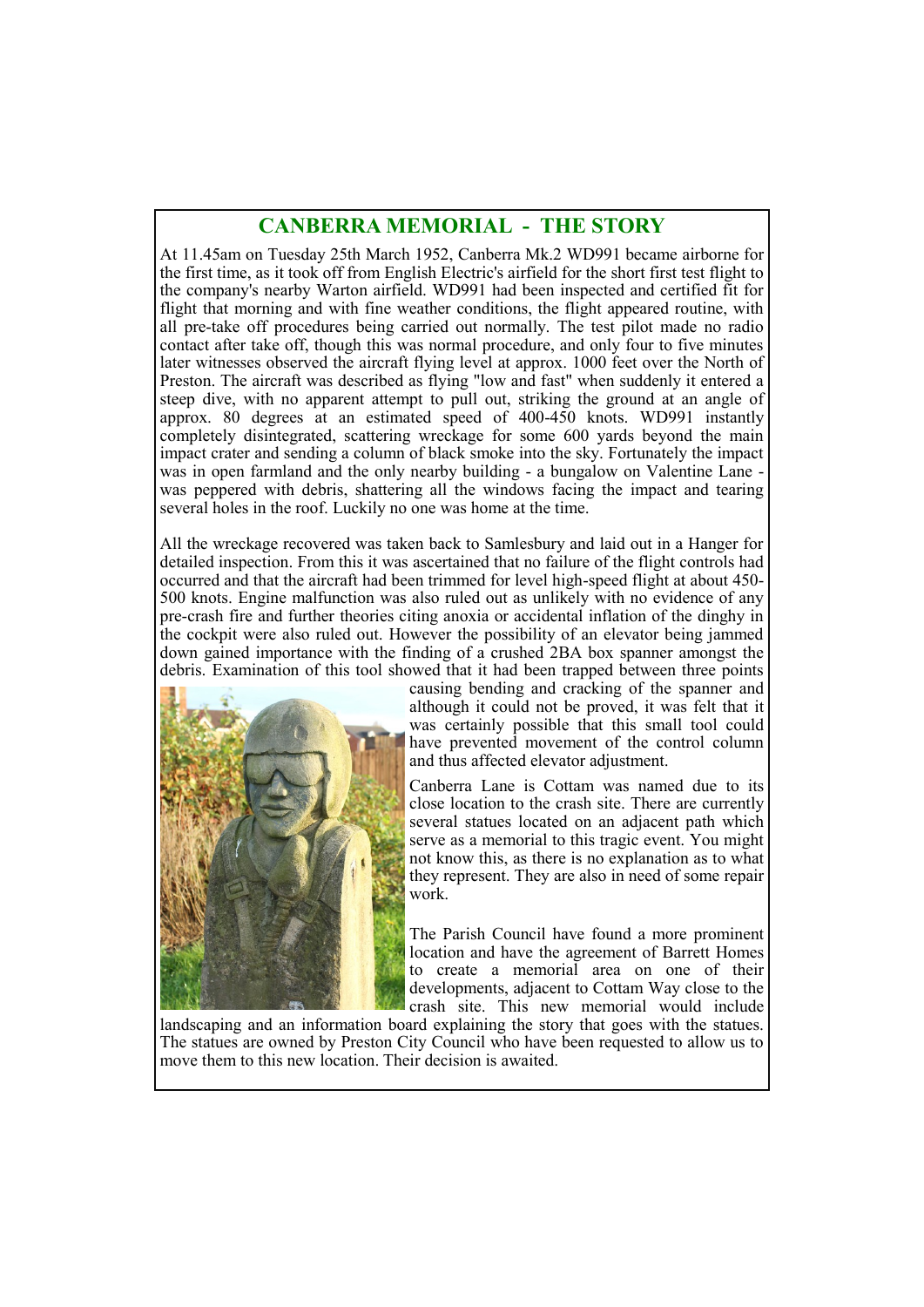## CANBERRA MEMORIAL - THE STORY

At 11.45am on Tuesday 25th March 1952, Canberra Mk.2 WD991 became airborne for the first time, as it took off from English Electric's airfield for the short first test flight to the company's nearby Warton airfield. WD991 had been inspected and certified fit for flight that morning and with fine weather conditions, the flight appeared routine, with all pre-take off procedures being carried out normally. The test pilot made no radio contact after take off, though this was normal procedure, and only four to five minutes later witnesses observed the aircraft flying level at approx. 1000 feet over the North of Preston. The aircraft was described as flying "low and fast" when suddenly it entered a steep dive, with no apparent attempt to pull out, striking the ground at an angle of approx. 80 degrees at an estimated speed of 400-450 knots. WD991 instantly completely disintegrated, scattering wreckage for some 600 yards beyond the main impact crater and sending a column of black smoke into the sky. Fortunately the impact was in open farmland and the only nearby building - a bungalow on Valentine Lane - was peppered with debris, shattering all the windows facing the impact and tearing several holes in the roof. Luckily no one was home at the time.

All the wreckage recovered was taken back to Samlesbury and laid out in a Hanger for detailed inspection. From this it was ascertained that no failure of the flight controls had occurred and that the aircraft had been trimmed for level high-speed flight at about 450-500 knots. Engine malfunction was also ruled out as unlikely with no evidence of any pre-crash fire and further theories citing anoxia or accidental inflation of the dinghy in the cockpit were also ruled out. However the possibility of an elevator being jammed down gained importance with the finding of a crushed 2BA box spanner amongst the debris. Examination of this tool showed that it had been trapped between three points causing bending and cracking of the spanner and although it could not be proved, it was felt that it was certainly possible that this small tool could have prevented movement of the control column and thus affected elevator adjustment.

Canberra Lane is Cottam was named due to its close location to the crash site. There are currently several statues located on an adjacent path which serve as a memorial to this tragic event. You might not know this, as there is no explanation as to what they represent. They are also in need of some repair work.

The Parish Council have found a more prominent location and have the agreement of Barrett Homes to create a memorial area on one of their developments, adjacent to Cottam Way close to the crash site. This new memorial would include landscaping and an information board explaining the story that goes with the statues. The statues are owned by Preston City Council who have been requested to allow us to move them to this new location. Their decision is awaited.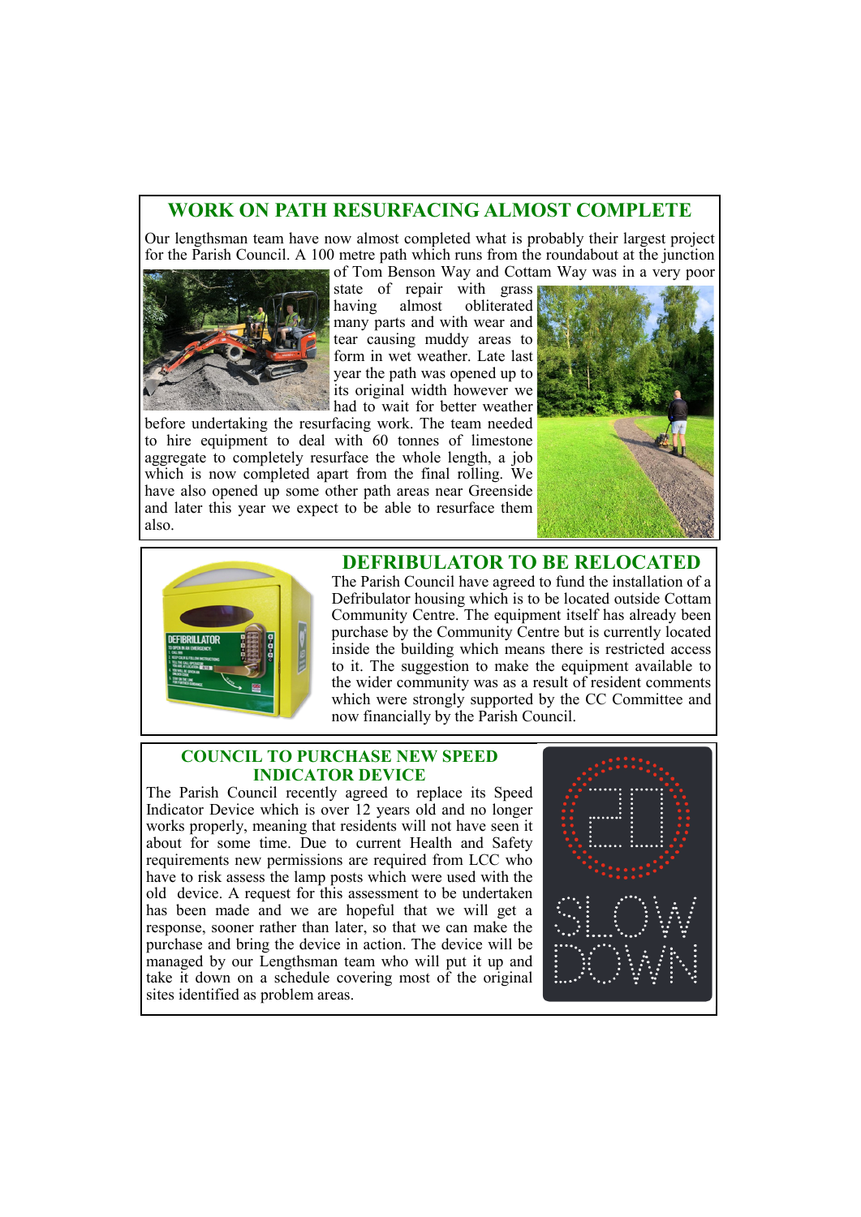## WORK ON PATH RESURFACING ALMOST COMPLETE

Our lengthsman team have now almost completed what is probably their largest project for the Parish Council. A 100 metre path which runs from the roundabout at the junction of Tom Benson Way and Cottam Way was in a very poor state of repair with grass having almost obliterated many parts and with wear and tear causing muddy areas to form in wet weather. Late last year the path was opened up to its original width however we had to wait for better weather before undertaking the resurfacing work. The team needed to hire equipment to deal with 60 tonnes of limestone aggregate to completely resurface the whole length, a job which is now completed apart from the final rolling. We have also opened up some other path areas near Greenside and later this year we expect to be able to resurface them also.

## DEFRIBULATOR TO BE RELOCATED

The Parish Council have agreed to fund the installation of a Defribulator housing which is to be located outside Cottam Community Centre. The equipment itself has already been purchase by the Community Centre but is currently located inside the building which means there is restricted access to it. The suggestion to make the equipment available to the wider community was as a result of resident comments which were strongly supported by the CC Committee and now financially by the Parish Council.

## COUNCIL TO PURCHASE NEW SPEED INDICATOR DEVICE

The Parish Council recently agreed to replace its Speed Indicator Device which is over 12 years old and no longer works properly, meaning that residents will not have seen it about for some time. Due to current Health and Safety requirements new permissions are required from LCC who have to risk assess the lamp posts which were used with the old device. A request for this assessment to be undertaken has been made and we are hopeful that we will get a response, sooner rather than later, so that we can make the purchase and bring the device in action. The device will be managed by our Lengthsman team who will put it up and take it down on a schedule covering most of the original sites identified as problem areas.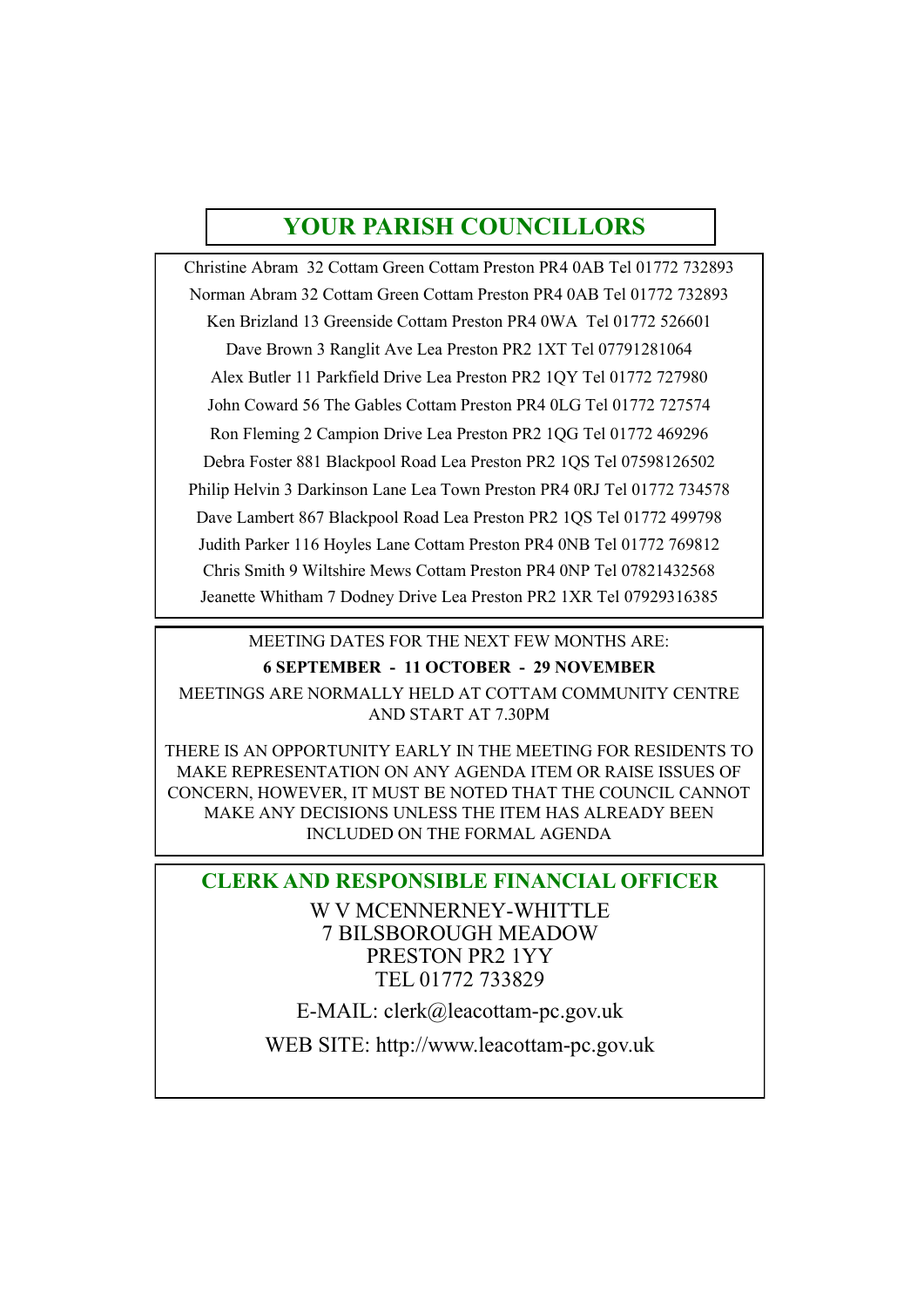## YOUR PARISH COUNCILLORS

Christine Abram 32 Cottam Green Cottam Preston PR4 0AB Tel 01772 732893

Norman Abram 32 Cottam Green Cottam Preston PR4 0AB Tel 01772 732893

Ken Brizland 13 Greenside Cottam Preston PR4 0WA Tel 01772 526601

Dave Brown 3 Ranglit Ave Lea Preston PR2 1XT Tel 07791281064

Alex Butler 11 Parkfield Drive Lea Preston PR2 1QY Tel 01772 727980

John Coward 56 The Gables Cottam Preston PR4 0LG Tel 01772 727574

Ron Fleming 2 Campion Drive Lea Preston PR2 1QG Tel 01772 469296

Debra Foster 881 Blackpool Road Lea Preston PR2 1QS Tel 07598126502

Philip Helvin 3 Darkinson Lane Lea Town Preston PR4 0RJ Tel 01772 734578

Dave Lambert 867 Blackpool Road Lea Preston PR2 1QS Tel 01772 499798

Judith Parker 116 Hoyles Lane Cottam Preston PR4 0NB Tel 01772 769812

Chris Smith 9 Wiltshire Mews Cottam Preston PR4 0NP Tel 07821432568

Jeanette Whitham 7 Dodney Drive Lea Preston PR2 1XR Tel 07929316385

MEETING DATES FOR THE NEXT FEW MONTHS ARE:

**6 SEPTEMBER - 11 OCTOBER - 29 NOVEMBER**

MEETINGS ARE NORMALLY HELD AT COTTAM COMMUNITY CENTRE AND START AT 7.30PM

THERE IS AN OPPORTUNITY EARLY IN THE MEETING FOR RESIDENTS TO MAKE REPRESENTATION ON ANY AGENDA ITEM OR RAISE ISSUES OF CONCERN, HOWEVER, IT MUST BE NOTED THAT THE COUNCIL CANNOT MAKE ANY DECISIONS UNLESS THE ITEM HAS ALREADY BEEN INCLUDED ON THE FORMAL AGENDA

## CLERK AND RESPONSIBLE FINANCIAL OFFICER

W V MCENNERNEY-WHITTLE
7 BILSBOROUGH MEADOW
PRESTON PR2 1YY
TEL 01772 733829

E-MAIL: clerk@leacottam-pc.gov.uk

WEB SITE: http://www.leacottam-pc.gov.uk